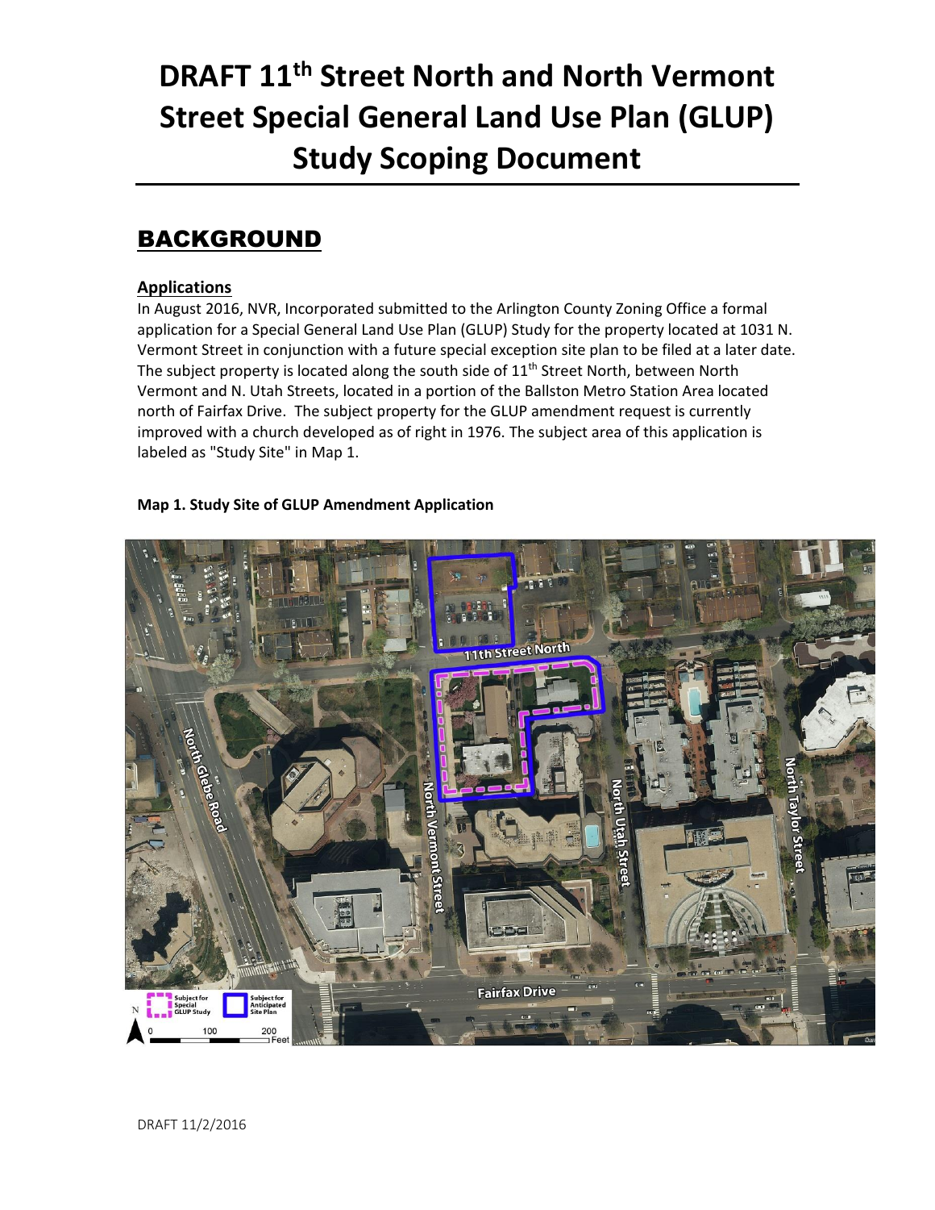# DRAFT 11th Street North and North Vermont Street Special General Land Use Plan (GLUP) Study Scoping Document

## BACKGROUND

### Applications

In August 2016, NVR, Incorporated submitted to the Arlington County Zoning Office a formal application for a Special General Land Use Plan (GLUP) Study for the property located at 1031 N. Vermont Street in conjunction with a future special exception site plan to be filed at a later date. The subject property is located along the south side of 11th Street North, between North Vermont and N. Utah Streets, located in a portion of the Ballston Metro Station Area located north of Fairfax Drive. The subject property for the GLUP amendment request is currently improved with a church developed as of right in 1976. The subject area of this application is labeled as "Study Site" in Map 1.

**Map 1. Study Site of GLUP Amendment Application**

DRAFT 11/2/2016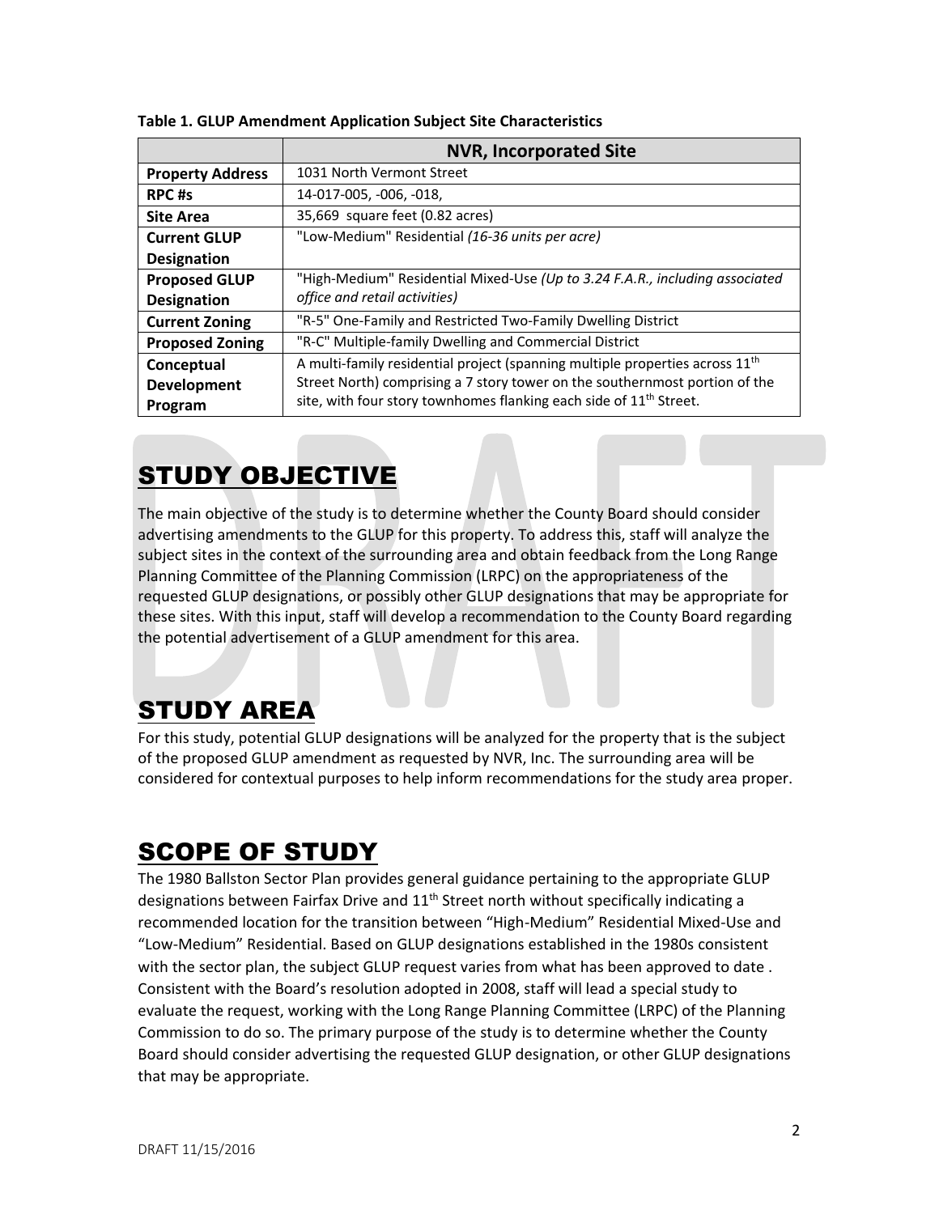**Table 1. GLUP Amendment Application Subject Site Characteristics**

| | NVR, Incorporated Site |
|---|---|
| **Property Address** | 1031 North Vermont Street |
| **RPC #s** | 14-017-005, -006, -018, |
| **Site Area** | 35,669 square feet (0.82 acres) |
| **Current GLUP Designation** | "Low-Medium" Residential *(16-36 units per acre)* |
| **Proposed GLUP Designation** | "High-Medium" Residential Mixed-Use *(Up to 3.24 F.A.R., including associated office and retail activities)* |
| **Current Zoning** | "R-5" One-Family and Restricted Two-Family Dwelling District |
| **Proposed Zoning** | "R-C" Multiple-family Dwelling and Commercial District |
| **Conceptual Development Program** | A multi-family residential project (spanning multiple properties across 11th Street North) comprising a 7 story tower on the southernmost portion of the site, with four story townhomes flanking each side of 11th Street. |

# STUDY OBJECTIVE

The main objective of the study is to determine whether the County Board should consider advertising amendments to the GLUP for this property. To address this, staff will analyze the subject sites in the context of the surrounding area and obtain feedback from the Long Range Planning Committee of the Planning Commission (LRPC) on the appropriateness of the requested GLUP designations, or possibly other GLUP designations that may be appropriate for these sites. With this input, staff will develop a recommendation to the County Board regarding the potential advertisement of a GLUP amendment for this area.

# STUDY AREA

For this study, potential GLUP designations will be analyzed for the property that is the subject of the proposed GLUP amendment as requested by NVR, Inc. The surrounding area will be considered for contextual purposes to help inform recommendations for the study area proper.

# SCOPE OF STUDY

The 1980 Ballston Sector Plan provides general guidance pertaining to the appropriate GLUP designations between Fairfax Drive and 11th Street north without specifically indicating a recommended location for the transition between "High-Medium" Residential Mixed-Use and "Low-Medium" Residential. Based on GLUP designations established in the 1980s consistent with the sector plan, the subject GLUP request varies from what has been approved to date . Consistent with the Board's resolution adopted in 2008, staff will lead a special study to evaluate the request, working with the Long Range Planning Committee (LRPC) of the Planning Commission to do so. The primary purpose of the study is to determine whether the County Board should consider advertising the requested GLUP designation, or other GLUP designations that may be appropriate.

DRAFT 11/15/2016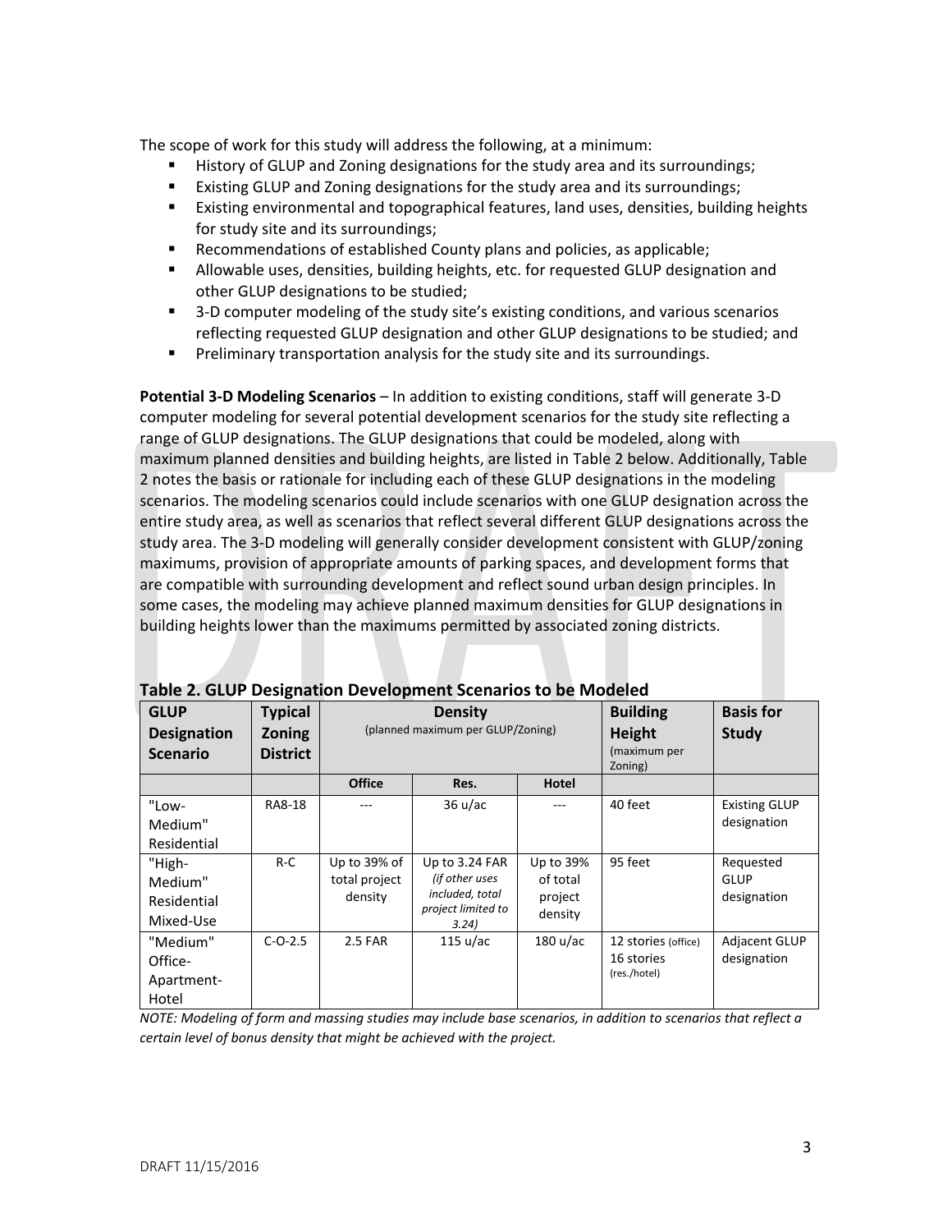The scope of work for this study will address the following, at a minimum:

- History of GLUP and Zoning designations for the study area and its surroundings;
- Existing GLUP and Zoning designations for the study area and its surroundings;
- Existing environmental and topographical features, land uses, densities, building heights for study site and its surroundings;
- Recommendations of established County plans and policies, as applicable;
- Allowable uses, densities, building heights, etc. for requested GLUP designation and other GLUP designations to be studied;
- 3-D computer modeling of the study site's existing conditions, and various scenarios reflecting requested GLUP designation and other GLUP designations to be studied; and
- Preliminary transportation analysis for the study site and its surroundings.

**Potential 3-D Modeling Scenarios** – In addition to existing conditions, staff will generate 3-D computer modeling for several potential development scenarios for the study site reflecting a range of GLUP designations. The GLUP designations that could be modeled, along with maximum planned densities and building heights, are listed in Table 2 below. Additionally, Table 2 notes the basis or rationale for including each of these GLUP designations in the modeling scenarios. The modeling scenarios could include scenarios with one GLUP designation across the entire study area, as well as scenarios that reflect several different GLUP designations across the study area. The 3-D modeling will generally consider development consistent with GLUP/zoning maximums, provision of appropriate amounts of parking spaces, and development forms that are compatible with surrounding development and reflect sound urban design principles. In some cases, the modeling may achieve planned maximum densities for GLUP designations in building heights lower than the maximums permitted by associated zoning districts.

**Table 2. GLUP Designation Development Scenarios to be Modeled**

| GLUP Designation Scenario | Typical Zoning District | Density (planned maximum per GLUP/Zoning) | | | Building Height (maximum per Zoning) | Basis for Study |
|---|---|---|---|---|---|---|
| | | Office | Res. | Hotel | | |
| "Low-Medium" Residential | RA8-18 | --- | 36 u/ac | --- | 40 feet | Existing GLUP designation |
| "High-Medium" Residential Mixed-Use | R-C | Up to 39% of total project density | Up to 3.24 FAR *(if other uses included, total project limited to 3.24)* | Up to 39% of total project density | 95 feet | Requested GLUP designation |
| "Medium" Office-Apartment-Hotel | C-O-2.5 | 2.5 FAR | 115 u/ac | 180 u/ac | 12 stories (office) 16 stories (res./hotel) | Adjacent GLUP designation |

*NOTE: Modeling of form and massing studies may include base scenarios, in addition to scenarios that reflect a certain level of bonus density that might be achieved with the project.*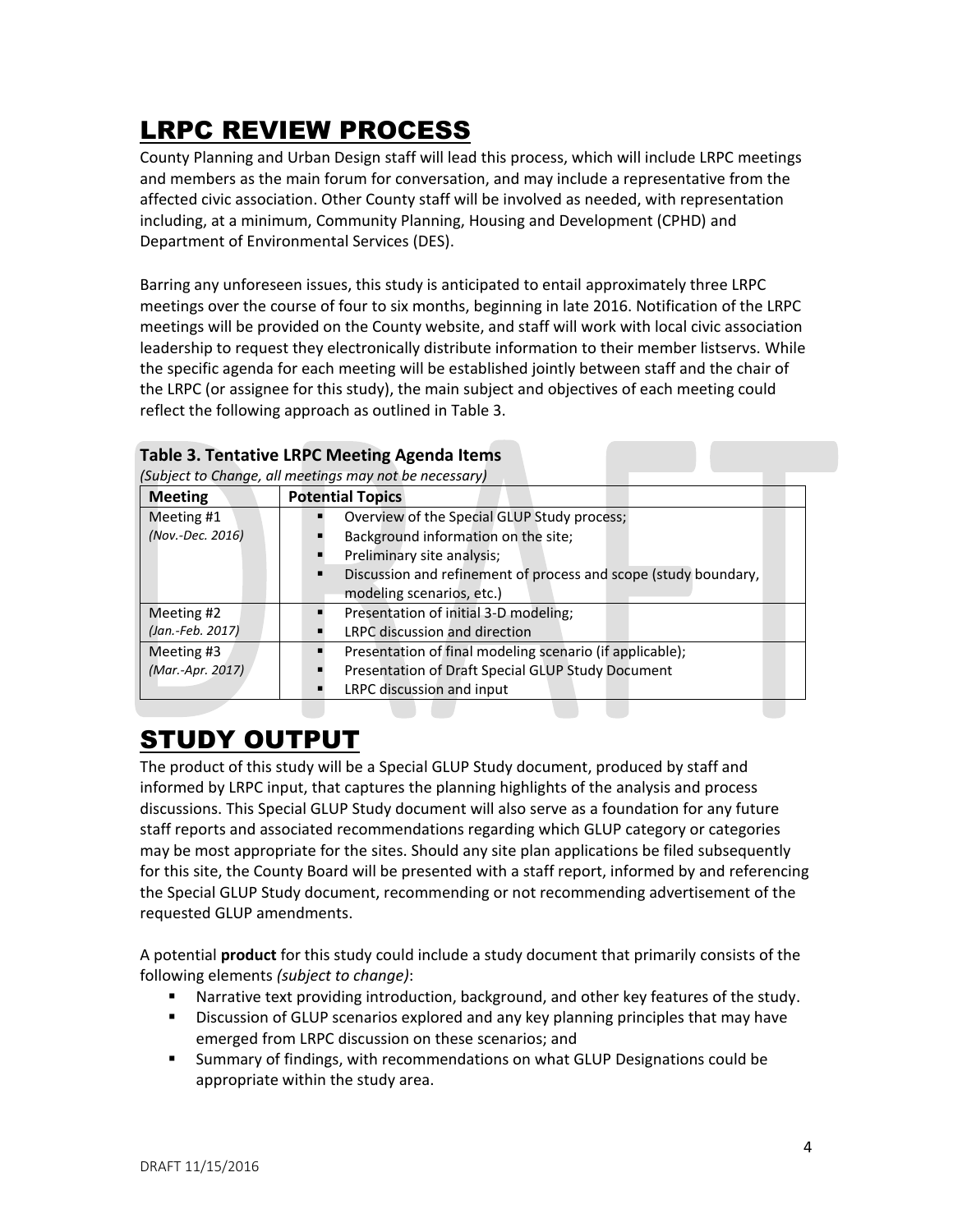# LRPC REVIEW PROCESS

County Planning and Urban Design staff will lead this process, which will include LRPC meetings and members as the main forum for conversation, and may include a representative from the affected civic association. Other County staff will be involved as needed, with representation including, at a minimum, Community Planning, Housing and Development (CPHD) and Department of Environmental Services (DES).

Barring any unforeseen issues, this study is anticipated to entail approximately three LRPC meetings over the course of four to six months, beginning in late 2016. Notification of the LRPC meetings will be provided on the County website, and staff will work with local civic association leadership to request they electronically distribute information to their member listservs. While the specific agenda for each meeting will be established jointly between staff and the chair of the LRPC (or assignee for this study), the main subject and objectives of each meeting could reflect the following approach as outlined in Table 3.

**Table 3. Tentative LRPC Meeting Agenda Items**

*(Subject to Change, all meetings may not be necessary)*

| Meeting | Potential Topics |
|---|---|
| Meeting #1 *(Nov.-Dec. 2016)* | ▪ Overview of the Special GLUP Study process; ▪ Background information on the site; ▪ Preliminary site analysis; ▪ Discussion and refinement of process and scope (study boundary, modeling scenarios, etc.) |
| Meeting #2 *(Jan.-Feb. 2017)* | ▪ Presentation of initial 3-D modeling; ▪ LRPC discussion and direction |
| Meeting #3 *(Mar.-Apr. 2017)* | ▪ Presentation of final modeling scenario (if applicable); ▪ Presentation of Draft Special GLUP Study Document ▪ LRPC discussion and input |

# STUDY OUTPUT

The product of this study will be a Special GLUP Study document, produced by staff and informed by LRPC input, that captures the planning highlights of the analysis and process discussions. This Special GLUP Study document will also serve as a foundation for any future staff reports and associated recommendations regarding which GLUP category or categories may be most appropriate for the sites. Should any site plan applications be filed subsequently for this site, the County Board will be presented with a staff report, informed by and referencing the Special GLUP Study document, recommending or not recommending advertisement of the requested GLUP amendments.

A potential **product** for this study could include a study document that primarily consists of the following elements *(subject to change)*:

- Narrative text providing introduction, background, and other key features of the study.
- Discussion of GLUP scenarios explored and any key planning principles that may have emerged from LRPC discussion on these scenarios; and
- Summary of findings, with recommendations on what GLUP Designations could be appropriate within the study area.